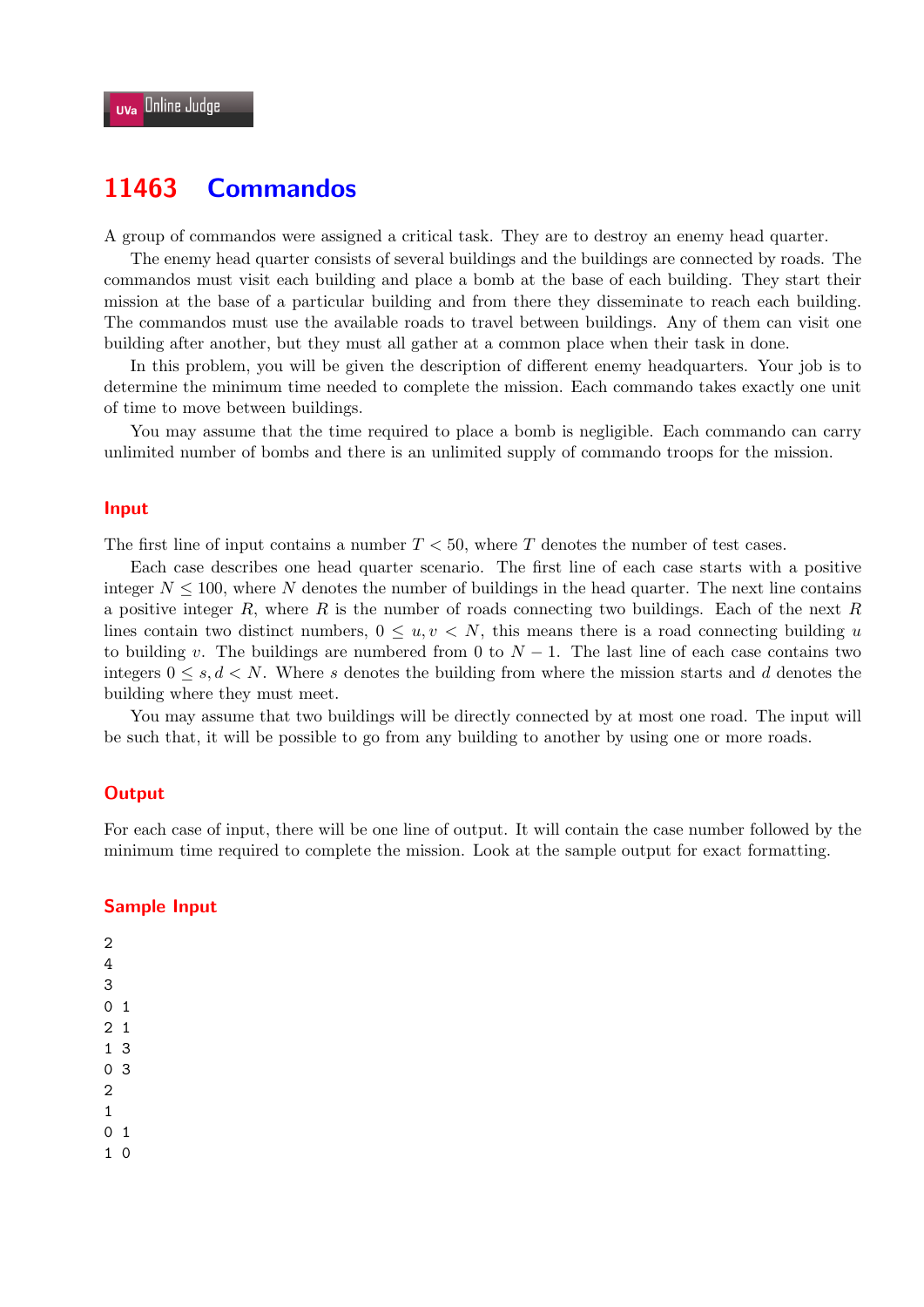# 11463 Commandos

A group of commandos were assigned a critical task. They are to destroy an enemy head quarter.

The enemy head quarter consists of several buildings and the buildings are connected by roads. The commandos must visit each building and place a bomb at the base of each building. They start their mission at the base of a particular building and from there they disseminate to reach each building. The commandos must use the available roads to travel between buildings. Any of them can visit one building after another, but they must all gather at a common place when their task in done.

In this problem, you will be given the description of different enemy headquarters. Your job is to determine the minimum time needed to complete the mission. Each commando takes exactly one unit of time to move between buildings.

You may assume that the time required to place a bomb is negligible. Each commando can carry unlimited number of bombs and there is an unlimited supply of commando troops for the mission.

## Input

The first line of input contains a number $T < 50$, where $T$ denotes the number of test cases.

Each case describes one head quarter scenario. The first line of each case starts with a positive integer $N \leq 100$, where $N$ denotes the number of buildings in the head quarter. The next line contains a positive integer $R$, where $R$ is the number of roads connecting two buildings. Each of the next $R$ lines contain two distinct numbers, $0 \leq u, v < N$, this means there is a road connecting building $u$ to building $v$. The buildings are numbered from 0 to $N - 1$. The last line of each case contains two integers $0 \leq s, d < N$. Where $s$ denotes the building from where the mission starts and $d$ denotes the building where they must meet.

You may assume that two buildings will be directly connected by at most one road. The input will be such that, it will be possible to go from any building to another by using one or more roads.

## Output

For each case of input, there will be one line of output. It will contain the case number followed by the minimum time required to complete the mission. Look at the sample output for exact formatting.

## Sample Input

```
2
4
3
0 1
2 1
1 3
0 3
2
1
0 1
1 0
```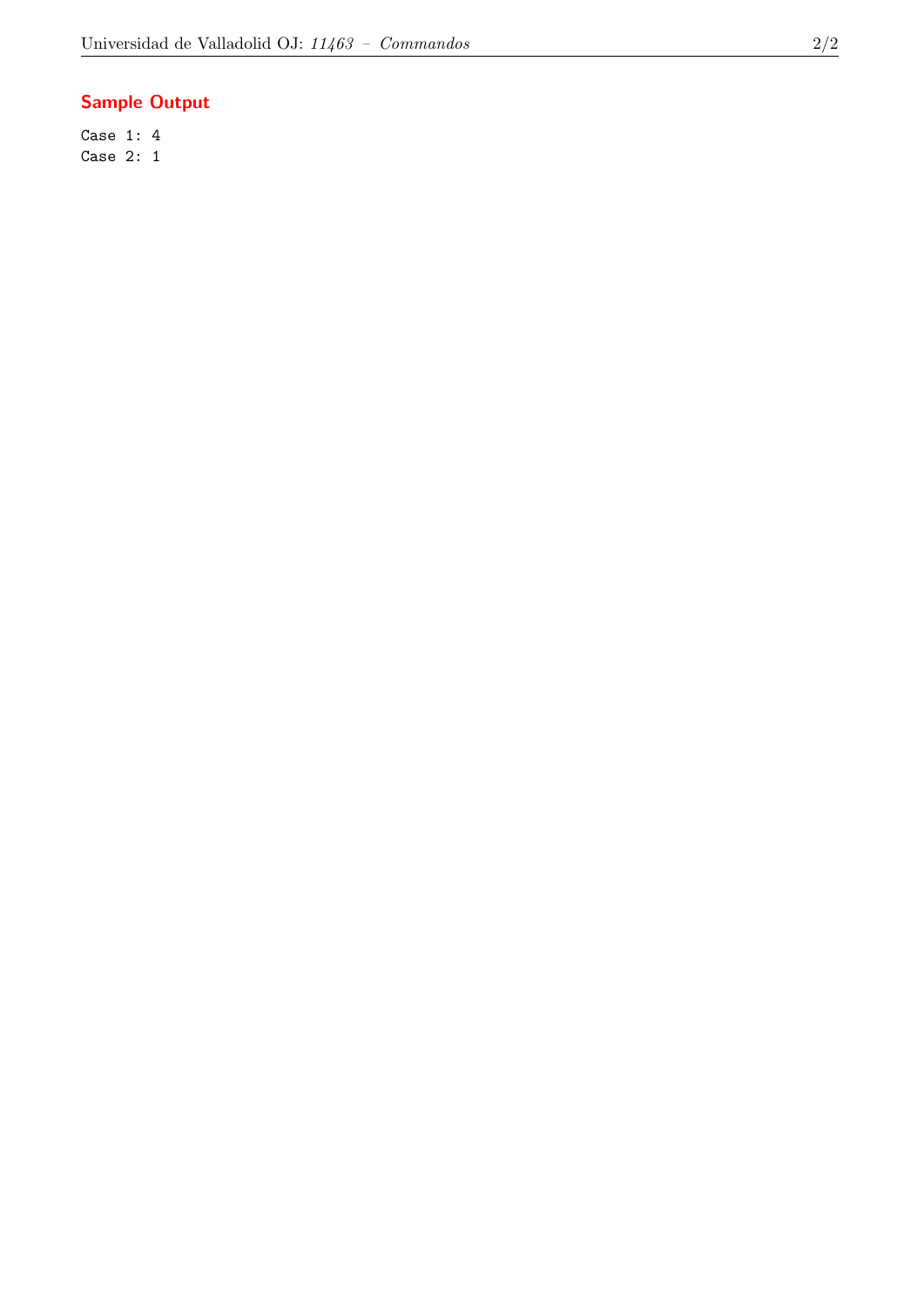## Sample Output

```
Case 1: 4
Case 2: 1
```